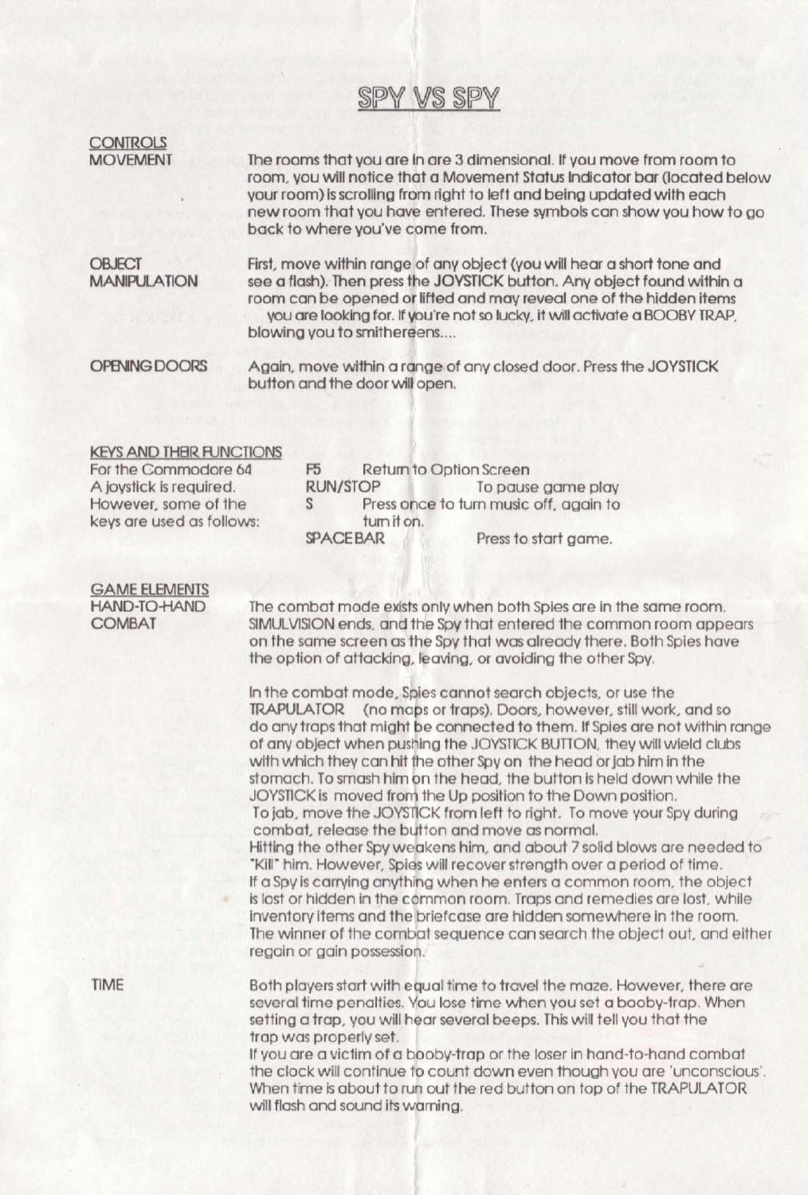# SPY VS SPY

## CONTROLS

### MOVEMENT

The rooms that you are in are 3 dimensional. If you move from room to room, you will notice that a Movement Status Indicator bar (located below your room) is scrolling from right to left and being updated with each new room that you have entered. These symbols can show you how to go back to where you've come from.

### OBJECT MANIPULATION

First, move within range of any object (you will hear a short tone and see a flash). Then press the **JOYSTICK** button. Any object found within a room can be opened or lifted and may reveal one of the hidden items you are looking for. If you're not so lucky, it will activate a BOOBY TRAP, blowing you to smithereens....

### OPENING DOORS

Again, move within a range of any closed door. Press the JOYSTICK button and the door will open.

## KEYS AND THEIR FUNCTIONS

For the Commodore 64 A joystick is required. However, some of the keys are used as follows:

| Key | Function |
|---|---|
| F5 | Return to Option Screen |
| RUN/STOP | To pause game play |
| S | Press once to turn music off, again to turn it on. |
| SPACEBAR | Press to start game. |

## GAME ELEMENTS

### HAND-TO-HAND COMBAT

The combat mode exists only when both Spies are in the same room. SIMULVISION ends, and the Spy that entered the common room appears on the same screen as the Spy that was already there. Both Spies have the option of attacking, leaving, or avoiding the other Spy.

In the combat mode, Spies cannot search objects, or use the TRAPULATOR (no maps or traps). Doors, however, still work, and so do any traps that might be connected to them. If Spies are not within range of any object when pushing the JOYSTICK BUTTON, they will wield clubs with which they can hit the other Spy on the head or jab him in the stomach. To smash him on the head, the button is held down while the JOYSTICK is moved from the Up position to the Down position. To jab, move the JOYSTICK from left to right. To move your Spy during combat, release the button and move as normal.
Hitting the other Spy weakens him, and about 7 solid blows are needed to "Kill" him. However, Spies will recover strength over a period of time.
If a Spy is carrying anything when he enters a common room, the object is lost or hidden in the common room. Traps and remedies are lost, while inventory items and the briefcase are hidden somewhere in the room. The winner of the combat sequence can search the object out, and either regain or gain possession.

### TIME

Both players start with equal time to travel the maze. However, there are several time penalties. You lose time when you set a booby-trap. When setting a trap, you will hear several beeps. This will tell you that the trap was properly set.
If you are a victim of a booby-trap or the loser in hand-to-hand combat the clock will continue to count down even though you are 'unconscious'. When time is about to run out the red button on top of the TRAPULATOR will flash and sound its warning.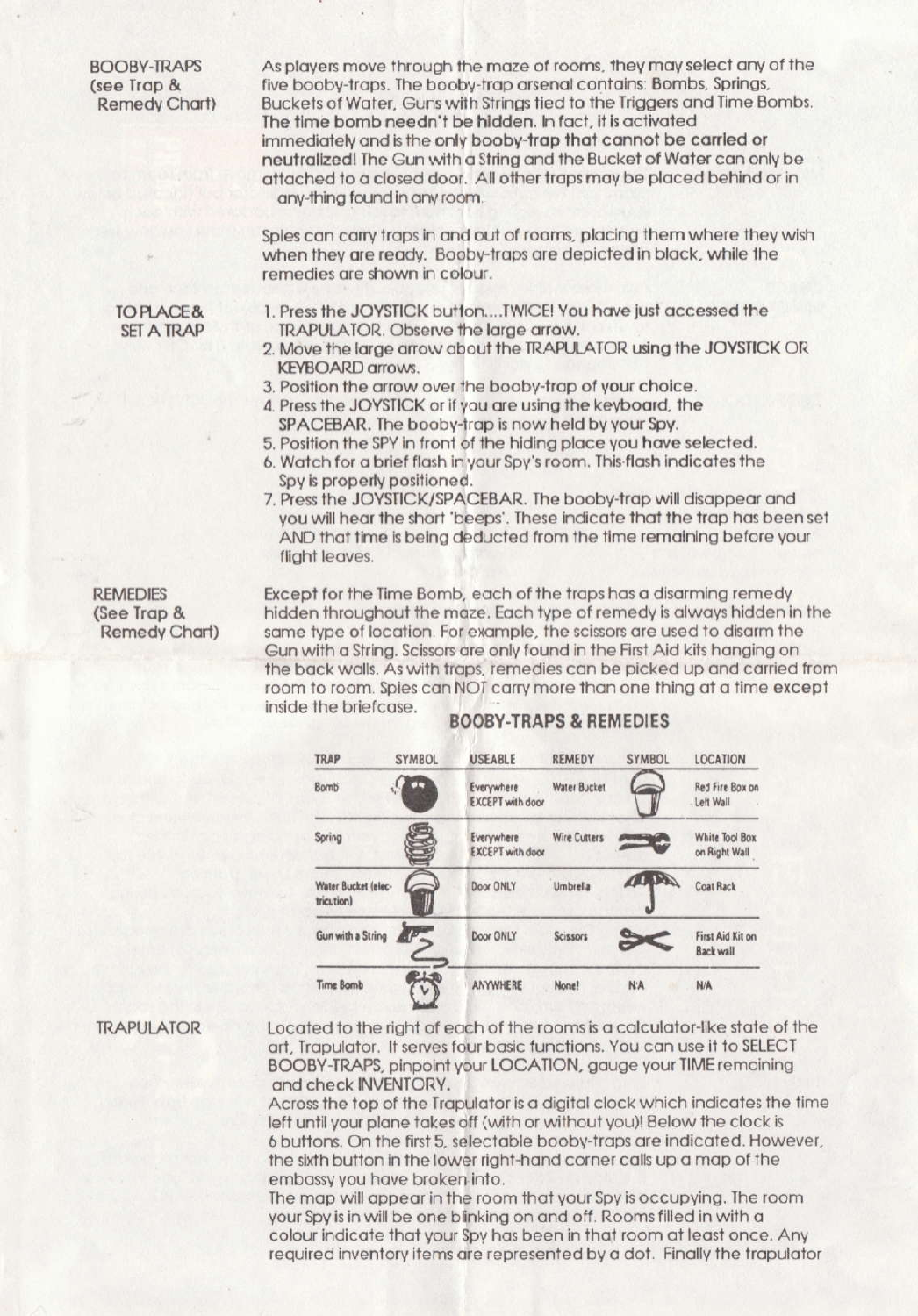**BOOBY-TRAPS (see Trap & Remedy Chart)**

As players move through the maze of rooms, they may select any of the five booby-traps. The booby-trap arsenal contains: Bombs, Springs, Buckets of Water, Guns with Strings tied to the Triggers and Time Bombs. The time bomb needn't be hidden. In fact, it is activated immediately and is the only **booby-trap that cannot be carried or neutralized!** The Gun with a String and the Bucket of Water can only be attached to a closed door. All other traps may be placed behind or in any-thing found in any room.

Spies can carry traps in and out of rooms, placing them where they wish when they are ready. Booby-traps are depicted in black, while the remedies are shown in colour.

**TO PLACE & SET A TRAP**

1. Press the JOYSTICK button....TWICE! You have just accessed the TRAPULATOR. Observe the large arrow.
2. Move the large arrow about the TRAPULATOR using the JOYSTICK OR KEYBOARD arrows.
3. Position the arrow over the booby-trap of your choice.
4. Press the JOYSTICK or if you are using the keyboard, the SPACEBAR. The booby-trap is now held by your Spy.
5. Position the SPY in front of the hiding place you have selected.
6. Watch for a brief flash in your Spy's room. This flash indicates the Spy is properly positioned.
7. Press the JOYSTICK/SPACEBAR. The booby-trap will disappear and you will hear the short 'beeps'. These indicate that the trap has been set AND that time is being deducted from the time remaining before your flight leaves.

**REMEDIES (See Trap & Remedy Chart)**

Except for the Time Bomb, each of the traps has a disarming remedy hidden throughout the maze. Each type of remedy is always hidden in the same type of location. For example, the scissors are used to disarm the Gun with a String. Scissors are only found in the First Aid kits hanging on the back walls. As with traps, remedies can be picked up and carried from room to room. Spies can NOT carry more than one thing at a time except inside the briefcase.

## BOOBY-TRAPS & REMEDIES

| TRAP | SYMBOL | USEABLE | REMEDY | SYMBOL | LOCATION |
|---|---|---|---|---|---|
| Bomb | | Everywhere EXCEPT with door | Water Bucket | | Red Fire Box on Left Wall |
| Spring | | Everywhere EXCEPT with door | Wire Cutters | | White Tool Box on Right Wall |
| Water Bucket (electrocution) | | Door ONLY | Umbrella | | Coat Rack |
| Gun with a String | | Door ONLY | Scissors | | First Aid Kit on Back wall |
| Time Bomb | | ANYWHERE | None! | N/A | N/A |

**TRAPULATOR**

Located to the right of each of the rooms is a calculator-like state of the art, Trapulator. It serves four basic functions. You can use it to SELECT BOOBY-TRAPS, pinpoint your LOCATION, gauge your TIME remaining and check INVENTORY.

Across the top of the Trapulator is a digital clock which indicates the time left until your plane takes off (with or without you)! Below the clock is 6 buttons. On the first 5, selectable booby-traps are indicated. However, the sixth button in the lower right-hand corner calls up a map of the embassy you have broken into.

The map will appear in the room that your Spy is occupying. The room your Spy is in will be one blinking on and off. Rooms filled in with a colour indicate that your Spy has been in that room at least once. Any required inventory items are represented by a dot. Finally the trapulator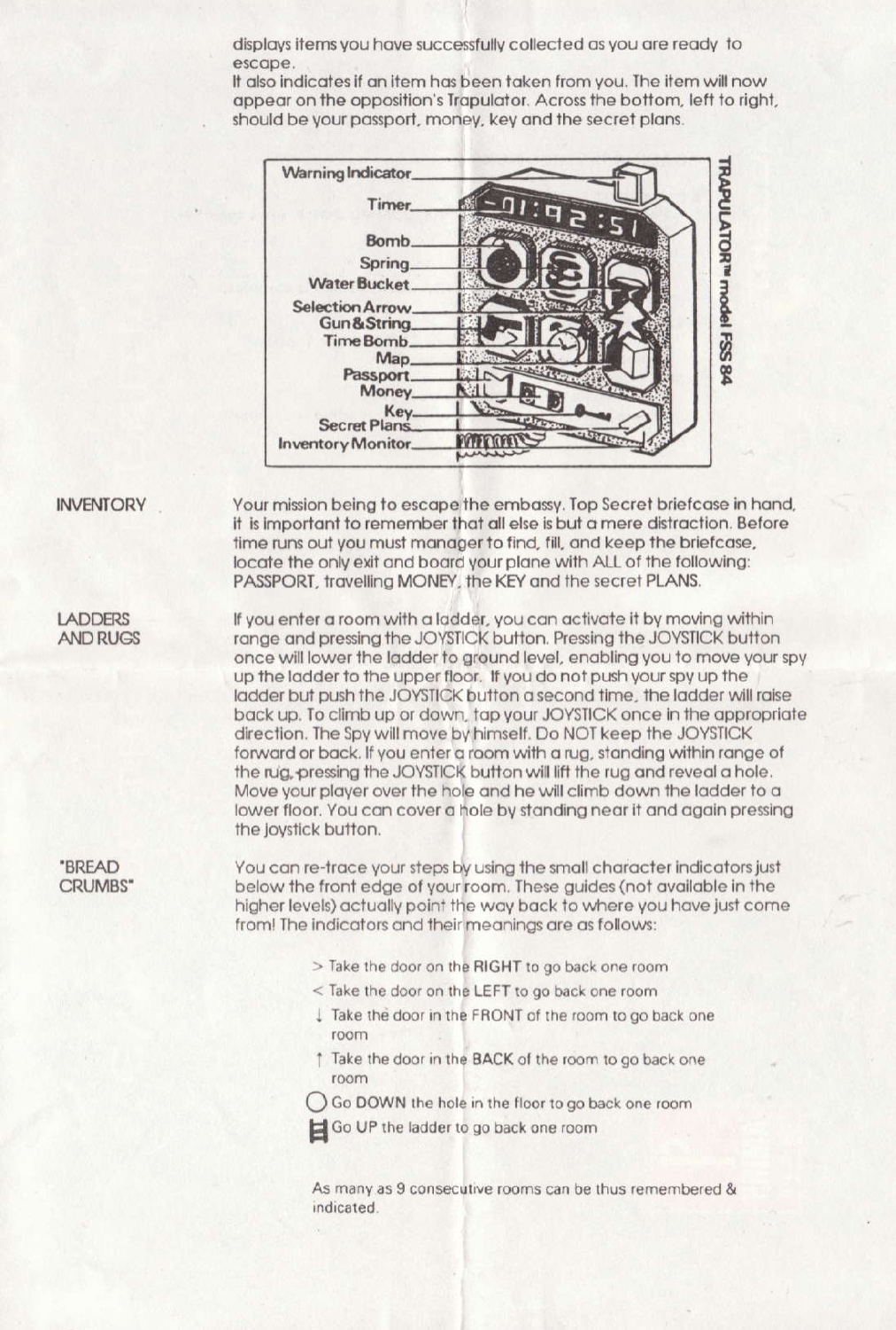displays items you have successfully collected as you are ready to escape.
It also indicates if an item has been taken from you. The item will now appear on the opposition's Trapulator. Across the bottom, left to right, should be your passport, money, key and the secret plans.

Warning Indicator
Timer
Bomb
Spring
Water Bucket
Selection Arrow
Gun & String
Time Bomb
Map
Passport
Money
Key
Secret Plans
Inventory Monitor

TRAPULATOR™ model FSS 84

**INVENTORY**

Your mission being to escape the embassy. Top Secret briefcase in hand, it is important to remember that all else is but a mere distraction. Before time runs out you must manager to find, fill, and keep the briefcase, locate the only exit and board your plane with ALL of the following: PASSPORT, travelling MONEY, the KEY and the secret PLANS.

**LADDERS AND RUGS**

If you enter a room with a ladder, you can activate it by moving within range and pressing the JOYSTICK button. Pressing the JOYSTICK button once will lower the ladder to ground level, enabling you to move your spy up the ladder to the upper floor. If you do not push your spy up the ladder but push the JOYSTICK button a second time, the ladder will raise back up. To climb up or down, tap your JOYSTICK once in the appropriate direction. The Spy will move by himself. Do NOT keep the JOYSTICK forward or back. If you enter a room with a rug, standing within range of the rug, pressing the JOYSTICK button will lift the rug and reveal a hole. Move your player over the hole and he will climb down the ladder to a lower floor. You can cover a hole by standing near it and again pressing the joystick button.

**"BREAD CRUMBS"**

You can re-trace your steps by using the small character indicators just below the front edge of your room. These guides (not available in the higher levels) actually point the way back to where you have just come from! The indicators and their meanings are as follows:

- > Take the door on the RIGHT to go back one room
- < Take the door on the LEFT to go back one room
- ↓ Take the door in the FRONT of the room to go back one room
- ↑ Take the door in the BACK of the room to go back one room
- ○ Go DOWN the hole in the floor to go back one room
- (ladder symbol) Go UP the ladder to go back one room

As many as 9 consecutive rooms can be thus remembered & indicated.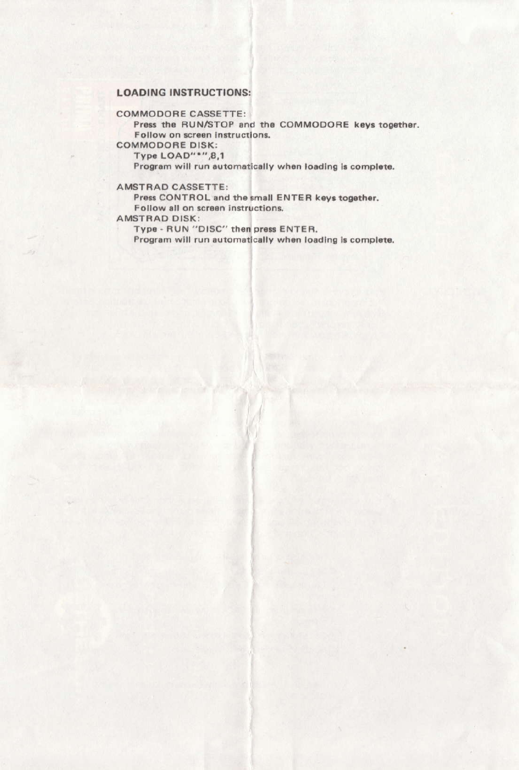## LOADING INSTRUCTIONS:

COMMODORE CASSETTE:

Press the RUN/STOP and the COMMODORE keys together.
Follow on screen instructions.

COMMODORE DISK:

Type LOAD"*",8,1
Program will run automatically when loading is complete.

AMSTRAD CASSETTE:

Press CONTROL and the small ENTER keys together.
Follow all on screen instructions.

AMSTRAD DISK:

Type - RUN "DISC" then press ENTER.
Program will run automatically when loading is complete.